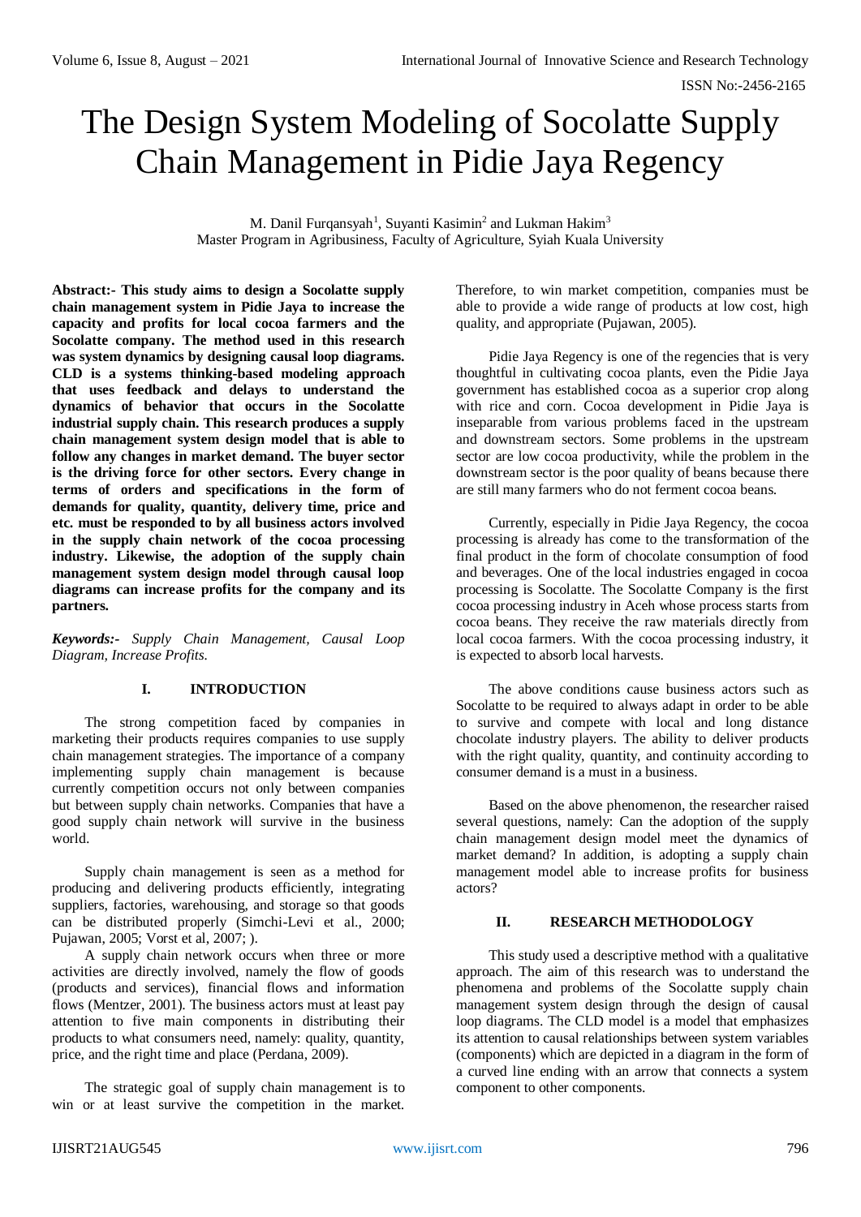# The Design System Modeling of Socolatte Supply Chain Management in Pidie Jaya Regency

M. Danil Furqansyah[1], Suyanti Kasimin[2] and Lukman Hakim[3]
Master Program in Agribusiness, Faculty of Agriculture, Syiah Kuala University

**Abstract:- This study aims to design a Socolatte supply chain management system in Pidie Jaya to increase the capacity and profits for local cocoa farmers and the Socolatte company. The method used in this research was system dynamics by designing causal loop diagrams. CLD is a systems thinking-based modeling approach that uses feedback and delays to understand the dynamics of behavior that occurs in the Socolatte industrial supply chain. This research produces a supply chain management system design model that is able to follow any changes in market demand. The buyer sector is the driving force for other sectors. Every change in terms of orders and specifications in the form of demands for quality, quantity, delivery time, price and etc. must be responded to by all business actors involved in the supply chain network of the cocoa processing industry. Likewise, the adoption of the supply chain management system design model through causal loop diagrams can increase profits for the company and its partners.**

***Keywords:-*** *Supply Chain Management, Causal Loop Diagram, Increase Profits.*

## I. INTRODUCTION

The strong competition faced by companies in marketing their products requires companies to use supply chain management strategies. The importance of a company implementing supply chain management is because currently competition occurs not only between companies but between supply chain networks. Companies that have a good supply chain network will survive in the business world.

Supply chain management is seen as a method for producing and delivering products efficiently, integrating suppliers, factories, warehousing, and storage so that goods can be distributed properly (Simchi-Levi et al., 2000; Pujawan, 2005; Vorst et al, 2007; ).

A supply chain network occurs when three or more activities are directly involved, namely the flow of goods (products and services), financial flows and information flows (Mentzer, 2001). The business actors must at least pay attention to five main components in distributing their products to what consumers need, namely: quality, quantity, price, and the right time and place (Perdana, 2009).

The strategic goal of supply chain management is to win or at least survive the competition in the market. Therefore, to win market competition, companies must be able to provide a wide range of products at low cost, high quality, and appropriate (Pujawan, 2005).

Pidie Jaya Regency is one of the regencies that is very thoughtful in cultivating cocoa plants, even the Pidie Jaya government has established cocoa as a superior crop along with rice and corn. Cocoa development in Pidie Jaya is inseparable from various problems faced in the upstream and downstream sectors. Some problems in the upstream sector are low cocoa productivity, while the problem in the downstream sector is the poor quality of beans because there are still many farmers who do not ferment cocoa beans.

Currently, especially in Pidie Jaya Regency, the cocoa processing is already has come to the transformation of the final product in the form of chocolate consumption of food and beverages. One of the local industries engaged in cocoa processing is Socolatte. The Socolatte Company is the first cocoa processing industry in Aceh whose process starts from cocoa beans. They receive the raw materials directly from local cocoa farmers. With the cocoa processing industry, it is expected to absorb local harvests.

The above conditions cause business actors such as Socolatte to be required to always adapt in order to be able to survive and compete with local and long distance chocolate industry players. The ability to deliver products with the right quality, quantity, and continuity according to consumer demand is a must in a business.

Based on the above phenomenon, the researcher raised several questions, namely: Can the adoption of the supply chain management design model meet the dynamics of market demand? In addition, is adopting a supply chain management model able to increase profits for business actors?

## II. RESEARCH METHODOLOGY

This study used a descriptive method with a qualitative approach. The aim of this research was to understand the phenomena and problems of the Socolatte supply chain management system design through the design of causal loop diagrams. The CLD model is a model that emphasizes its attention to causal relationships between system variables (components) which are depicted in a diagram in the form of a curved line ending with an arrow that connects a system component to other components.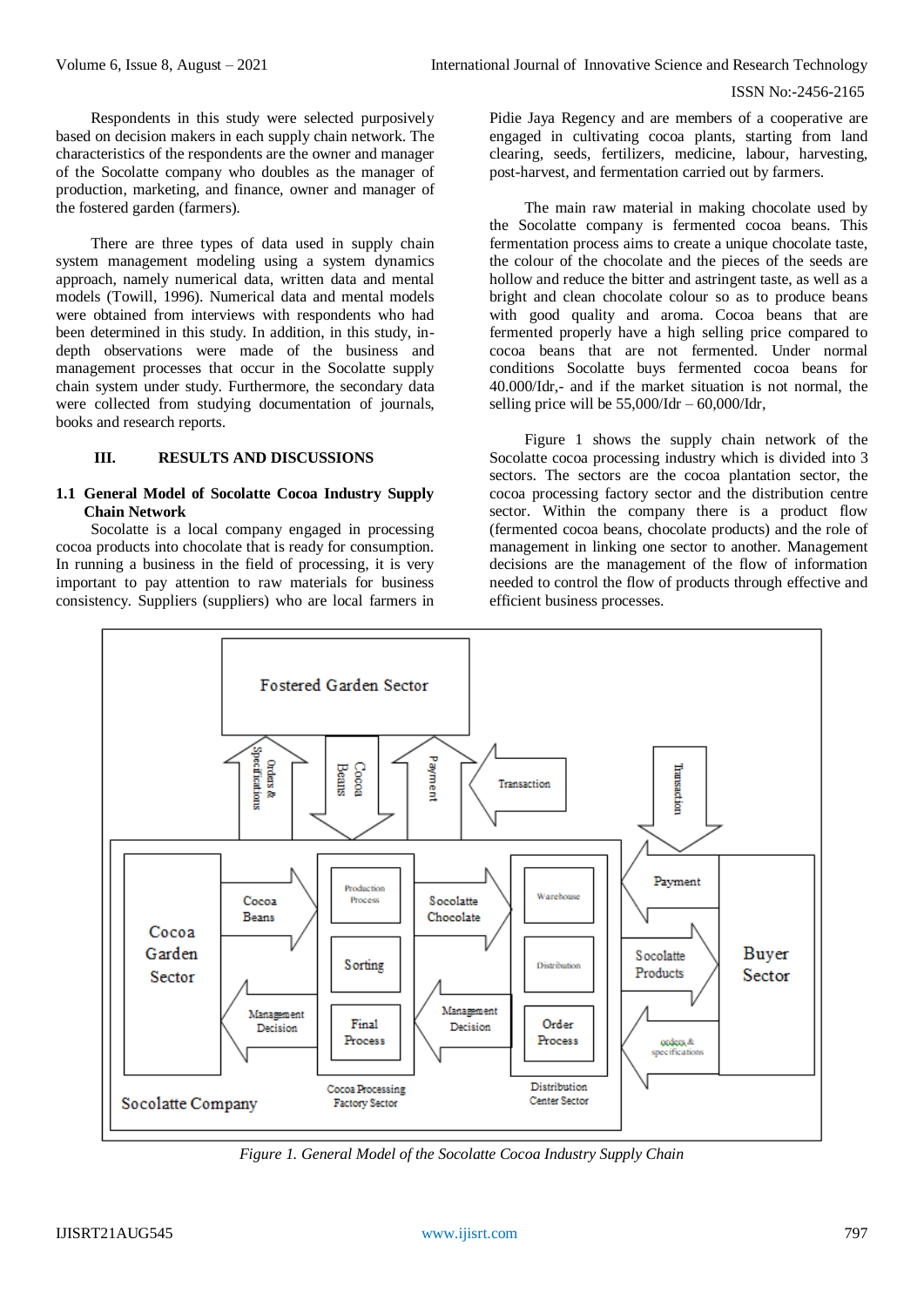Respondents in this study were selected purposively based on decision makers in each supply chain network. The characteristics of the respondents are the owner and manager of the Socolatte company who doubles as the manager of production, marketing, and finance, owner and manager of the fostered garden (farmers).

There are three types of data used in supply chain system management modeling using a system dynamics approach, namely numerical data, written data and mental models (Towill, 1996). Numerical data and mental models were obtained from interviews with respondents who had been determined in this study. In addition, in this study, in-depth observations were made of the business and management processes that occur in the Socolatte supply chain system under study. Furthermore, the secondary data were collected from studying documentation of journals, books and research reports.

## III. RESULTS AND DISCUSSIONS

### 1.1 General Model of Socolatte Cocoa Industry Supply Chain Network

Socolatte is a local company engaged in processing cocoa products into chocolate that is ready for consumption. In running a business in the field of processing, it is very important to pay attention to raw materials for business consistency. Suppliers (suppliers) who are local farmers in Pidie Jaya Regency and are members of a cooperative are engaged in cultivating cocoa plants, starting from land clearing, seeds, fertilizers, medicine, labour, harvesting, post-harvest, and fermentation carried out by farmers.

The main raw material in making chocolate used by the Socolatte company is fermented cocoa beans. This fermentation process aims to create a unique chocolate taste, the colour of the chocolate and the pieces of the seeds are hollow and reduce the bitter and astringent taste, as well as a bright and clean chocolate colour so as to produce beans with good quality and aroma. Cocoa beans that are fermented properly have a high selling price compared to cocoa beans that are not fermented. Under normal conditions Socolatte buys fermented cocoa beans for 40.000/Idr,- and if the market situation is not normal, the selling price will be 55,000/Idr – 60,000/Idr,

Figure 1 shows the supply chain network of the Socolatte cocoa processing industry which is divided into 3 sectors. The sectors are the cocoa plantation sector, the cocoa processing factory sector and the distribution centre sector. Within the company there is a product flow (fermented cocoa beans, chocolate products) and the role of management in linking one sector to another. Management decisions are the management of the flow of information needed to control the flow of products through effective and efficient business processes.

*Figure 1. General Model of the Socolatte Cocoa Industry Supply Chain*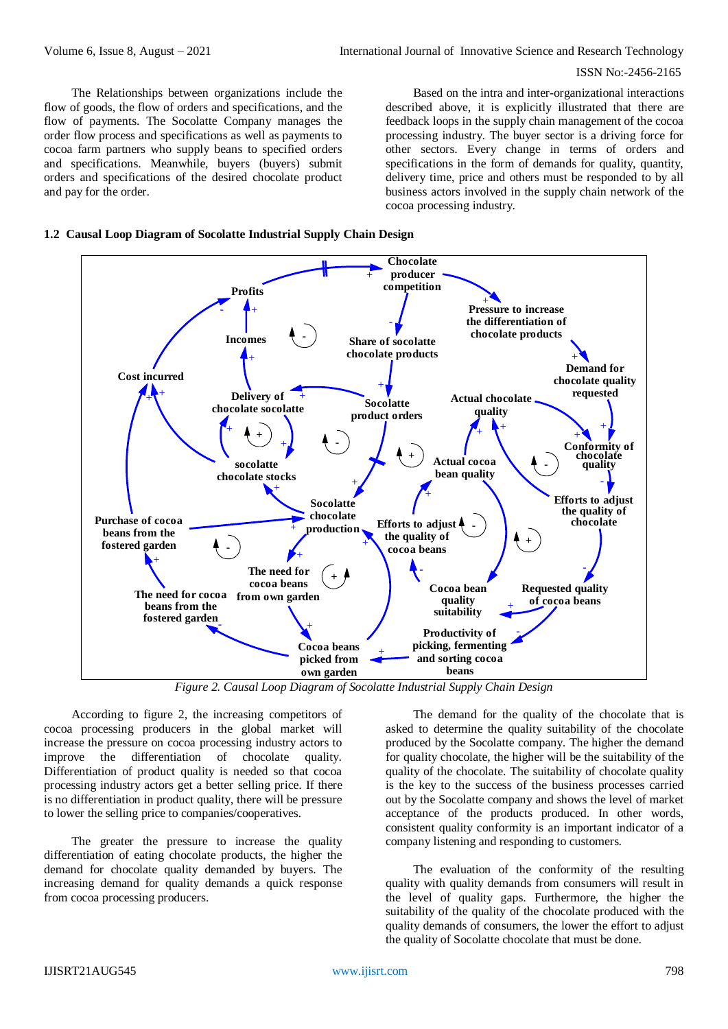The Relationships between organizations include the flow of goods, the flow of orders and specifications, and the flow of payments. The Socolatte Company manages the order flow process and specifications as well as payments to cocoa farm partners who supply beans to specified orders and specifications. Meanwhile, buyers (buyers) submit orders and specifications of the desired chocolate product and pay for the order.

Based on the intra and inter-organizational interactions described above, it is explicitly illustrated that there are feedback loops in the supply chain management of the cocoa processing industry. The buyer sector is a driving force for other sectors. Every change in terms of orders and specifications in the form of demands for quality, quantity, delivery time, price and others must be responded to by all business actors involved in the supply chain network of the cocoa processing industry.

## 1.2 Causal Loop Diagram of Socolatte Industrial Supply Chain Design

*Figure 2. Causal Loop Diagram of Socolatte Industrial Supply Chain Design*

According to figure 2, the increasing competitors of cocoa processing producers in the global market will increase the pressure on cocoa processing industry actors to improve the differentiation of chocolate quality. Differentiation of product quality is needed so that cocoa processing industry actors get a better selling price. If there is no differentiation in product quality, there will be pressure to lower the selling price to companies/cooperatives.

The greater the pressure to increase the quality differentiation of eating chocolate products, the higher the demand for chocolate quality demanded by buyers. The increasing demand for quality demands a quick response from cocoa processing producers.

The demand for the quality of the chocolate that is asked to determine the quality suitability of the chocolate produced by the Socolatte company. The higher the demand for quality chocolate, the higher will be the suitability of the quality of the chocolate. The suitability of chocolate quality is the key to the success of the business processes carried out by the Socolatte company and shows the level of market acceptance of the products produced. In other words, consistent quality conformity is an important indicator of a company listening and responding to customers.

The evaluation of the conformity of the resulting quality with quality demands from consumers will result in the level of quality gaps. Furthermore, the higher the suitability of the quality of the chocolate produced with the quality demands of consumers, the lower the effort to adjust the quality of Socolatte chocolate that must be done.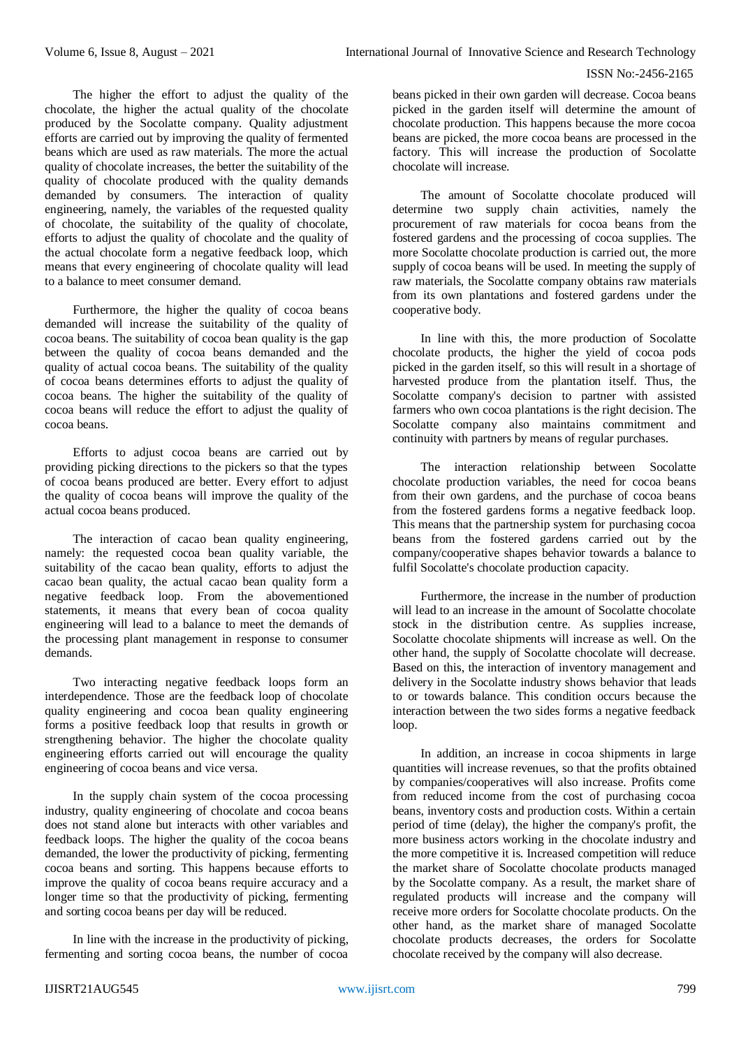The higher the effort to adjust the quality of the chocolate, the higher the actual quality of the chocolate produced by the Socolatte company. Quality adjustment efforts are carried out by improving the quality of fermented beans which are used as raw materials. The more the actual quality of chocolate increases, the better the suitability of the quality of chocolate produced with the quality demands demanded by consumers. The interaction of quality engineering, namely, the variables of the requested quality of chocolate, the suitability of the quality of chocolate, efforts to adjust the quality of chocolate and the quality of the actual chocolate form a negative feedback loop, which means that every engineering of chocolate quality will lead to a balance to meet consumer demand.

Furthermore, the higher the quality of cocoa beans demanded will increase the suitability of the quality of cocoa beans. The suitability of cocoa bean quality is the gap between the quality of cocoa beans demanded and the quality of actual cocoa beans. The suitability of the quality of cocoa beans determines efforts to adjust the quality of cocoa beans. The higher the suitability of the quality of cocoa beans will reduce the effort to adjust the quality of cocoa beans.

Efforts to adjust cocoa beans are carried out by providing picking directions to the pickers so that the types of cocoa beans produced are better. Every effort to adjust the quality of cocoa beans will improve the quality of the actual cocoa beans produced.

The interaction of cacao bean quality engineering, namely: the requested cocoa bean quality variable, the suitability of the cacao bean quality, efforts to adjust the cacao bean quality, the actual cacao bean quality form a negative feedback loop. From the abovementioned statements, it means that every bean of cocoa quality engineering will lead to a balance to meet the demands of the processing plant management in response to consumer demands.

Two interacting negative feedback loops form an interdependence. Those are the feedback loop of chocolate quality engineering and cocoa bean quality engineering forms a positive feedback loop that results in growth or strengthening behavior. The higher the chocolate quality engineering efforts carried out will encourage the quality engineering of cocoa beans and vice versa.

In the supply chain system of the cocoa processing industry, quality engineering of chocolate and cocoa beans does not stand alone but interacts with other variables and feedback loops. The higher the quality of the cocoa beans demanded, the lower the productivity of picking, fermenting cocoa beans and sorting. This happens because efforts to improve the quality of cocoa beans require accuracy and a longer time so that the productivity of picking, fermenting and sorting cocoa beans per day will be reduced.

In line with the increase in the productivity of picking, fermenting and sorting cocoa beans, the number of cocoa beans picked in their own garden will decrease. Cocoa beans picked in the garden itself will determine the amount of chocolate production. This happens because the more cocoa beans are picked, the more cocoa beans are processed in the factory. This will increase the production of Socolatte chocolate will increase.

The amount of Socolatte chocolate produced will determine two supply chain activities, namely the procurement of raw materials for cocoa beans from the fostered gardens and the processing of cocoa supplies. The more Socolatte chocolate production is carried out, the more supply of cocoa beans will be used. In meeting the supply of raw materials, the Socolatte company obtains raw materials from its own plantations and fostered gardens under the cooperative body.

In line with this, the more production of Socolatte chocolate products, the higher the yield of cocoa pods picked in the garden itself, so this will result in a shortage of harvested produce from the plantation itself. Thus, the Socolatte company's decision to partner with assisted farmers who own cocoa plantations is the right decision. The Socolatte company also maintains commitment and continuity with partners by means of regular purchases.

The interaction relationship between Socolatte chocolate production variables, the need for cocoa beans from their own gardens, and the purchase of cocoa beans from the fostered gardens forms a negative feedback loop. This means that the partnership system for purchasing cocoa beans from the fostered gardens carried out by the company/cooperative shapes behavior towards a balance to fulfil Socolatte's chocolate production capacity.

Furthermore, the increase in the number of production will lead to an increase in the amount of Socolatte chocolate stock in the distribution centre. As supplies increase, Socolatte chocolate shipments will increase as well. On the other hand, the supply of Socolatte chocolate will decrease. Based on this, the interaction of inventory management and delivery in the Socolatte industry shows behavior that leads to or towards balance. This condition occurs because the interaction between the two sides forms a negative feedback loop.

In addition, an increase in cocoa shipments in large quantities will increase revenues, so that the profits obtained by companies/cooperatives will also increase. Profits come from reduced income from the cost of purchasing cocoa beans, inventory costs and production costs. Within a certain period of time (delay), the higher the company's profit, the more business actors working in the chocolate industry and the more competitive it is. Increased competition will reduce the market share of Socolatte chocolate products managed by the Socolatte company. As a result, the market share of regulated products will increase and the company will receive more orders for Socolatte chocolate products. On the other hand, as the market share of managed Socolatte chocolate products decreases, the orders for Socolatte chocolate received by the company will also decrease.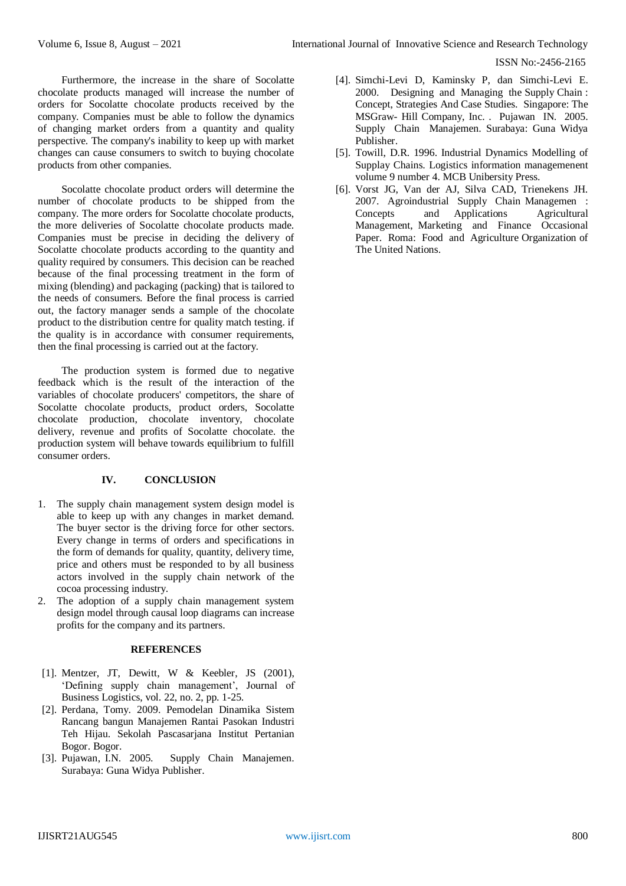Furthermore, the increase in the share of Socolatte chocolate products managed will increase the number of orders for Socolatte chocolate products received by the company. Companies must be able to follow the dynamics of changing market orders from a quantity and quality perspective. The company's inability to keep up with market changes can cause consumers to switch to buying chocolate products from other companies.

Socolatte chocolate product orders will determine the number of chocolate products to be shipped from the company. The more orders for Socolatte chocolate products, the more deliveries of Socolatte chocolate products made. Companies must be precise in deciding the delivery of Socolatte chocolate products according to the quantity and quality required by consumers. This decision can be reached because of the final processing treatment in the form of mixing (blending) and packaging (packing) that is tailored to the needs of consumers. Before the final process is carried out, the factory manager sends a sample of the chocolate product to the distribution centre for quality match testing. if the quality is in accordance with consumer requirements, then the final processing is carried out at the factory.

The production system is formed due to negative feedback which is the result of the interaction of the variables of chocolate producers' competitors, the share of Socolatte chocolate products, product orders, Socolatte chocolate production, chocolate inventory, chocolate delivery, revenue and profits of Socolatte chocolate. the production system will behave towards equilibrium to fulfill consumer orders.

## IV. CONCLUSION

1. The supply chain management system design model is able to keep up with any changes in market demand. The buyer sector is the driving force for other sectors. Every change in terms of orders and specifications in the form of demands for quality, quantity, delivery time, price and others must be responded to by all business actors involved in the supply chain network of the cocoa processing industry.
2. The adoption of a supply chain management system design model through causal loop diagrams can increase profits for the company and its partners.

## REFERENCES

[1]. Mentzer, JT, Dewitt, W & Keebler, JS (2001), 'Defining supply chain management', Journal of Business Logistics, vol. 22, no. 2, pp. 1-25.

[2]. Perdana, Tomy. 2009. Pemodelan Dinamika Sistem Rancang bangun Manajemen Rantai Pasokan Industri Teh Hijau. Sekolah Pascasarjana Institut Pertanian Bogor. Bogor.

[3]. Pujawan, I.N. 2005. Supply Chain Manajemen. Surabaya: Guna Widya Publisher.

[4]. Simchi-Levi D, Kaminsky P, dan Simchi-Levi E. 2000. Designing and Managing the Supply Chain : Concept, Strategies And Case Studies. Singapore: The MSGraw- Hill Company, Inc. . Pujawan IN. 2005. Supply Chain Manajemen. Surabaya: Guna Widya Publisher.

[5]. Towill, D.R. 1996. Industrial Dynamics Modelling of Supplay Chains. Logistics information managemenent volume 9 number 4. MCB Unibersity Press.

[6]. Vorst JG, Van der AJ, Silva CAD, Trienekens JH. 2007. Agroindustrial Supply Chain Managemen : Concepts and Applications Agricultural Management, Marketing and Finance Occasional Paper. Roma: Food and Agriculture Organization of The United Nations.